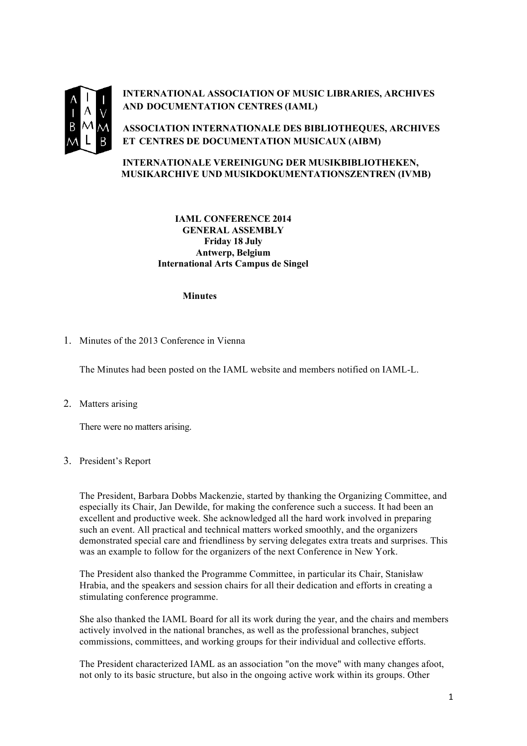**INTERNATIONAL ASSOCIATION OF MUSIC LIBRARIES, ARCHIVES AND DOCUMENTATION CENTRES (IAML)**

**ASSOCIATION INTERNATIONALE DES BIBLIOTHEQUES, ARCHIVES ET CENTRES DE DOCUMENTATION MUSICAUX (AIBM)**

**INTERNATIONALE VEREINIGUNG DER MUSIKBIBLIOTHEKEN, MUSIKARCHIVE UND MUSIKDOKUMENTATIONSZENTREN (IVMB)**

**IAML CONFERENCE 2014**
**GENERAL ASSEMBLY**
**Friday 18 July**
**Antwerp, Belgium**
**International Arts Campus de Singel**

**Minutes**

1. Minutes of the 2013 Conference in Vienna

   The Minutes had been posted on the IAML website and members notified on IAML-L.

2. Matters arising

   There were no matters arising.

3. President's Report

   The President, Barbara Dobbs Mackenzie, started by thanking the Organizing Committee, and especially its Chair, Jan Dewilde, for making the conference such a success. It had been an excellent and productive week. She acknowledged all the hard work involved in preparing such an event. All practical and technical matters worked smoothly, and the organizers demonstrated special care and friendliness by serving delegates extra treats and surprises. This was an example to follow for the organizers of the next Conference in New York.

   The President also thanked the Programme Committee, in particular its Chair, Stanisław Hrabia, and the speakers and session chairs for all their dedication and efforts in creating a stimulating conference programme.

   She also thanked the IAML Board for all its work during the year, and the chairs and members actively involved in the national branches, as well as the professional branches, subject commissions, committees, and working groups for their individual and collective efforts.

   The President characterized IAML as an association "on the move" with many changes afoot, not only to its basic structure, but also in the ongoing active work within its groups. Other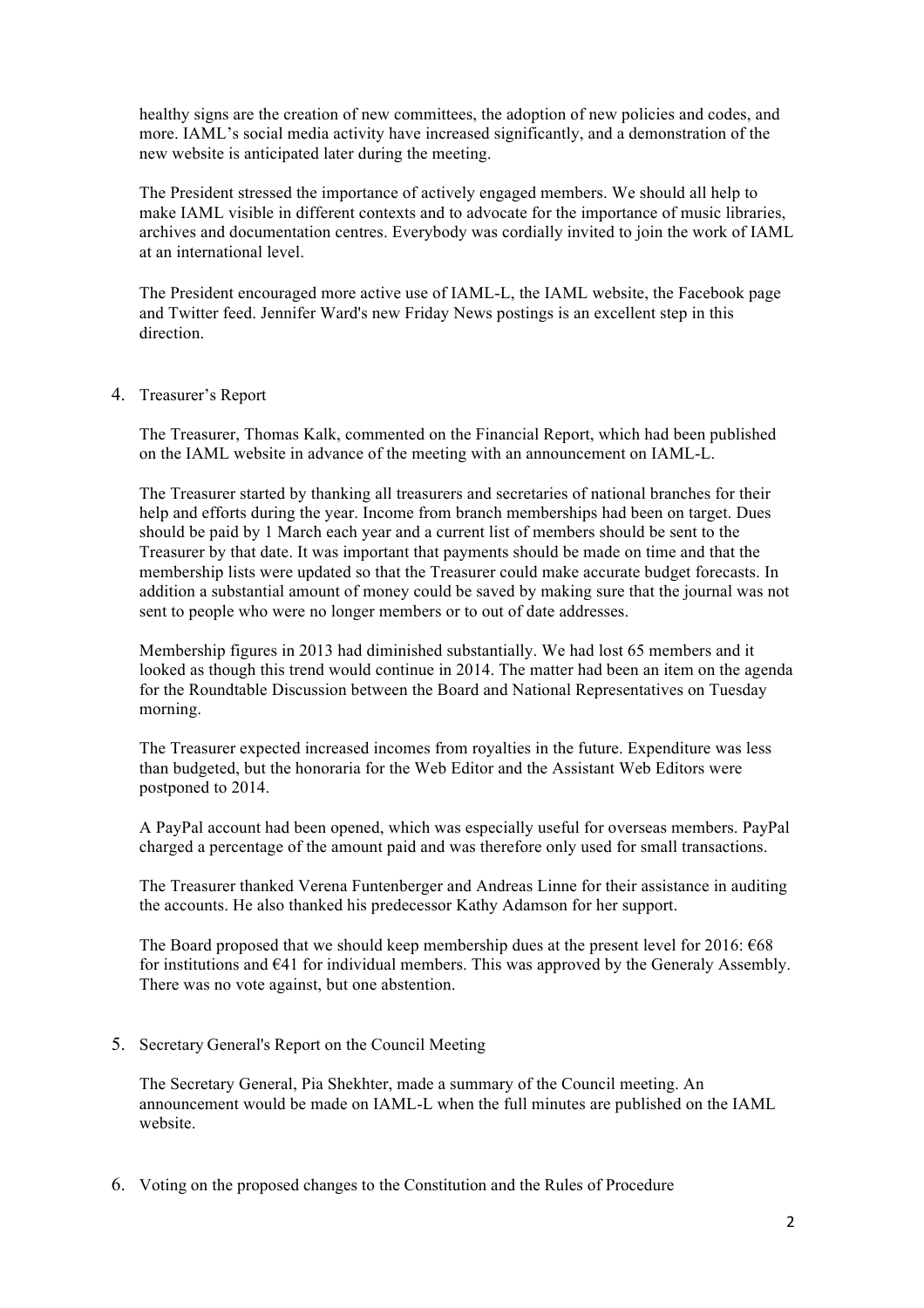healthy signs are the creation of new committees, the adoption of new policies and codes, and more. IAML's social media activity have increased significantly, and a demonstration of the new website is anticipated later during the meeting.

The President stressed the importance of actively engaged members. We should all help to make IAML visible in different contexts and to advocate for the importance of music libraries, archives and documentation centres. Everybody was cordially invited to join the work of IAML at an international level.

The President encouraged more active use of IAML-L, the IAML website, the Facebook page and Twitter feed. Jennifer Ward's new Friday News postings is an excellent step in this direction.

4. Treasurer's Report

The Treasurer, Thomas Kalk, commented on the Financial Report, which had been published on the IAML website in advance of the meeting with an announcement on IAML-L.

The Treasurer started by thanking all treasurers and secretaries of national branches for their help and efforts during the year. Income from branch memberships had been on target. Dues should be paid by 1 March each year and a current list of members should be sent to the Treasurer by that date. It was important that payments should be made on time and that the membership lists were updated so that the Treasurer could make accurate budget forecasts. In addition a substantial amount of money could be saved by making sure that the journal was not sent to people who were no longer members or to out of date addresses.

Membership figures in 2013 had diminished substantially. We had lost 65 members and it looked as though this trend would continue in 2014. The matter had been an item on the agenda for the Roundtable Discussion between the Board and National Representatives on Tuesday morning.

The Treasurer expected increased incomes from royalties in the future. Expenditure was less than budgeted, but the honoraria for the Web Editor and the Assistant Web Editors were postponed to 2014.

A PayPal account had been opened, which was especially useful for overseas members. PayPal charged a percentage of the amount paid and was therefore only used for small transactions.

The Treasurer thanked Verena Funtenberger and Andreas Linne for their assistance in auditing the accounts. He also thanked his predecessor Kathy Adamson for her support.

The Board proposed that we should keep membership dues at the present level for 2016: €68 for institutions and €41 for individual members. This was approved by the Generaly Assembly. There was no vote against, but one abstention.

5. Secretary General's Report on the Council Meeting

The Secretary General, Pia Shekhter, made a summary of the Council meeting. An announcement would be made on IAML-L when the full minutes are published on the IAML website.

6. Voting on the proposed changes to the Constitution and the Rules of Procedure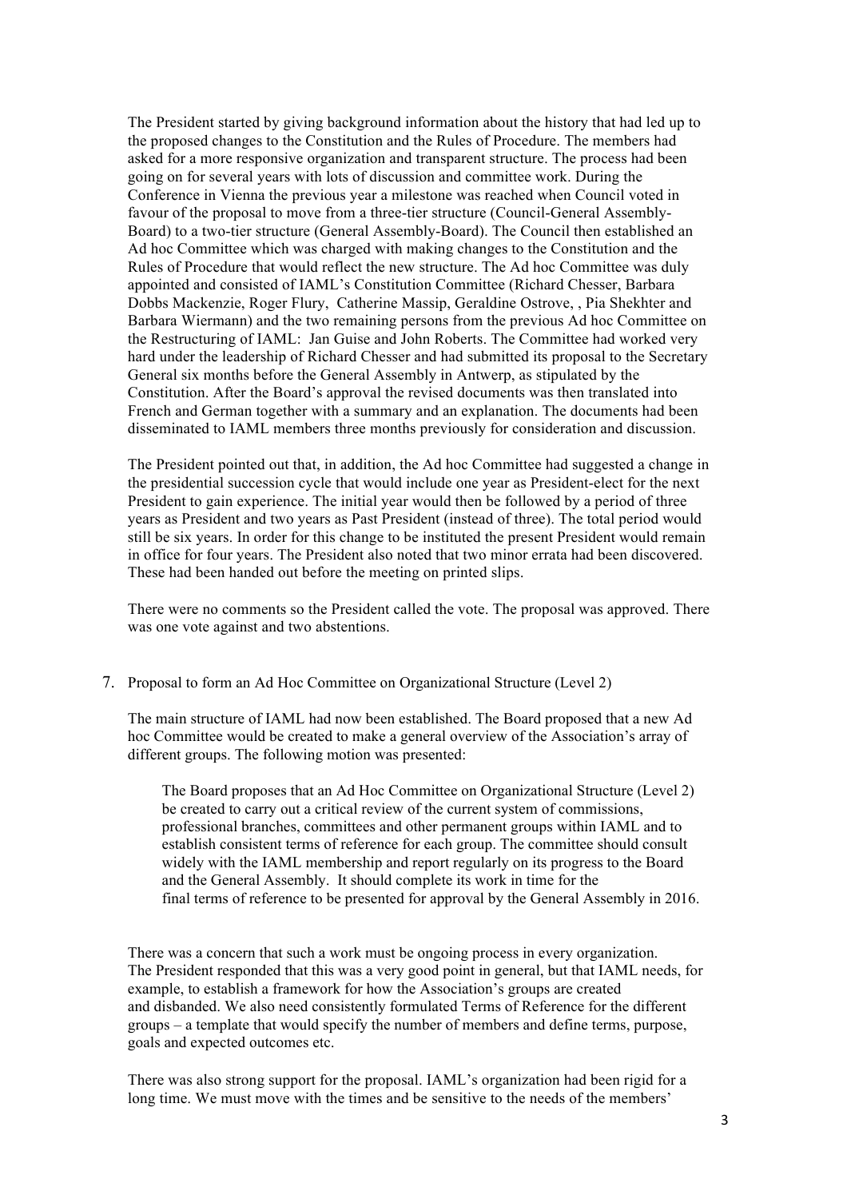The President started by giving background information about the history that had led up to the proposed changes to the Constitution and the Rules of Procedure. The members had asked for a more responsive organization and transparent structure. The process had been going on for several years with lots of discussion and committee work. During the Conference in Vienna the previous year a milestone was reached when Council voted in favour of the proposal to move from a three-tier structure (Council-General Assembly-Board) to a two-tier structure (General Assembly-Board). The Council then established an Ad hoc Committee which was charged with making changes to the Constitution and the Rules of Procedure that would reflect the new structure. The Ad hoc Committee was duly appointed and consisted of IAML's Constitution Committee (Richard Chesser, Barbara Dobbs Mackenzie, Roger Flury, Catherine Massip, Geraldine Ostrove, , Pia Shekhter and Barbara Wiermann) and the two remaining persons from the previous Ad hoc Committee on the Restructuring of IAML: Jan Guise and John Roberts. The Committee had worked very hard under the leadership of Richard Chesser and had submitted its proposal to the Secretary General six months before the General Assembly in Antwerp, as stipulated by the Constitution. After the Board's approval the revised documents was then translated into French and German together with a summary and an explanation. The documents had been disseminated to IAML members three months previously for consideration and discussion.

The President pointed out that, in addition, the Ad hoc Committee had suggested a change in the presidential succession cycle that would include one year as President-elect for the next President to gain experience. The initial year would then be followed by a period of three years as President and two years as Past President (instead of three). The total period would still be six years. In order for this change to be instituted the present President would remain in office for four years. The President also noted that two minor errata had been discovered. These had been handed out before the meeting on printed slips.

There were no comments so the President called the vote. The proposal was approved. There was one vote against and two abstentions.

7. Proposal to form an Ad Hoc Committee on Organizational Structure (Level 2)

The main structure of IAML had now been established. The Board proposed that a new Ad hoc Committee would be created to make a general overview of the Association's array of different groups. The following motion was presented:

> The Board proposes that an Ad Hoc Committee on Organizational Structure (Level 2) be created to carry out a critical review of the current system of commissions, professional branches, committees and other permanent groups within IAML and to establish consistent terms of reference for each group. The committee should consult widely with the IAML membership and report regularly on its progress to the Board and the General Assembly. It should complete its work in time for the final terms of reference to be presented for approval by the General Assembly in 2016.

There was a concern that such a work must be ongoing process in every organization. The President responded that this was a very good point in general, but that IAML needs, for example, to establish a framework for how the Association's groups are created and disbanded. We also need consistently formulated Terms of Reference for the different groups – a template that would specify the number of members and define terms, purpose, goals and expected outcomes etc.

There was also strong support for the proposal. IAML's organization had been rigid for a long time. We must move with the times and be sensitive to the needs of the members'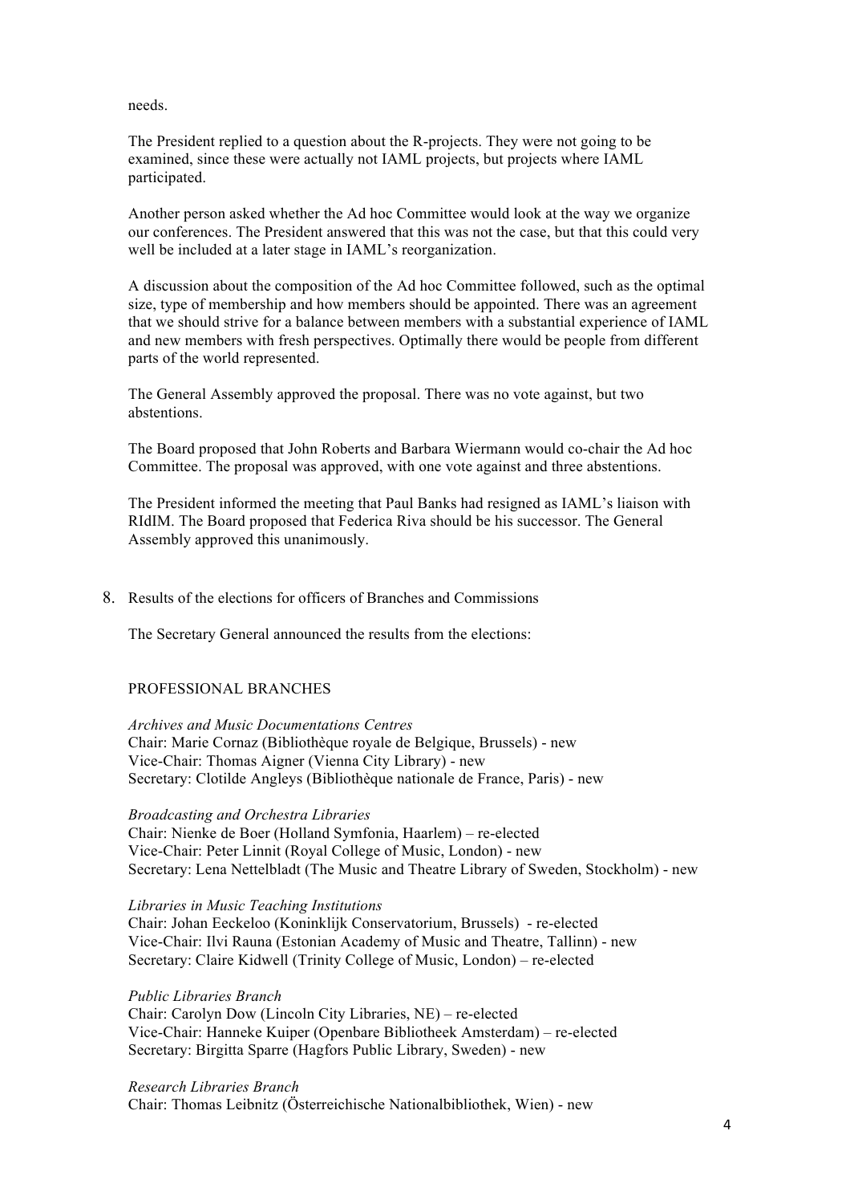needs.

The President replied to a question about the R-projects. They were not going to be examined, since these were actually not IAML projects, but projects where IAML participated.

Another person asked whether the Ad hoc Committee would look at the way we organize our conferences. The President answered that this was not the case, but that this could very well be included at a later stage in IAML's reorganization.

A discussion about the composition of the Ad hoc Committee followed, such as the optimal size, type of membership and how members should be appointed. There was an agreement that we should strive for a balance between members with a substantial experience of IAML and new members with fresh perspectives. Optimally there would be people from different parts of the world represented.

The General Assembly approved the proposal. There was no vote against, but two abstentions.

The Board proposed that John Roberts and Barbara Wiermann would co-chair the Ad hoc Committee. The proposal was approved, with one vote against and three abstentions.

The President informed the meeting that Paul Banks had resigned as IAML's liaison with RIdIM. The Board proposed that Federica Riva should be his successor. The General Assembly approved this unanimously.

8. Results of the elections for officers of Branches and Commissions

The Secretary General announced the results from the elections:

PROFESSIONAL BRANCHES

*Archives and Music Documentations Centres*
Chair: Marie Cornaz (Bibliothèque royale de Belgique, Brussels) - new
Vice-Chair: Thomas Aigner (Vienna City Library) - new
Secretary: Clotilde Angleys (Bibliothèque nationale de France, Paris) - new

*Broadcasting and Orchestra Libraries*
Chair: Nienke de Boer (Holland Symfonia, Haarlem) – re-elected
Vice-Chair: Peter Linnit (Royal College of Music, London) - new
Secretary: Lena Nettelbladt (The Music and Theatre Library of Sweden, Stockholm) - new

*Libraries in Music Teaching Institutions*
Chair: Johan Eeckeloo (Koninklijk Conservatorium, Brussels) - re-elected
Vice-Chair: Ilvi Rauna (Estonian Academy of Music and Theatre, Tallinn) - new
Secretary: Claire Kidwell (Trinity College of Music, London) – re-elected

*Public Libraries Branch*
Chair: Carolyn Dow (Lincoln City Libraries, NE) – re-elected
Vice-Chair: Hanneke Kuiper (Openbare Bibliotheek Amsterdam) – re-elected
Secretary: Birgitta Sparre (Hagfors Public Library, Sweden) - new

*Research Libraries Branch*
Chair: Thomas Leibnitz (Österreichische Nationalbibliothek, Wien) - new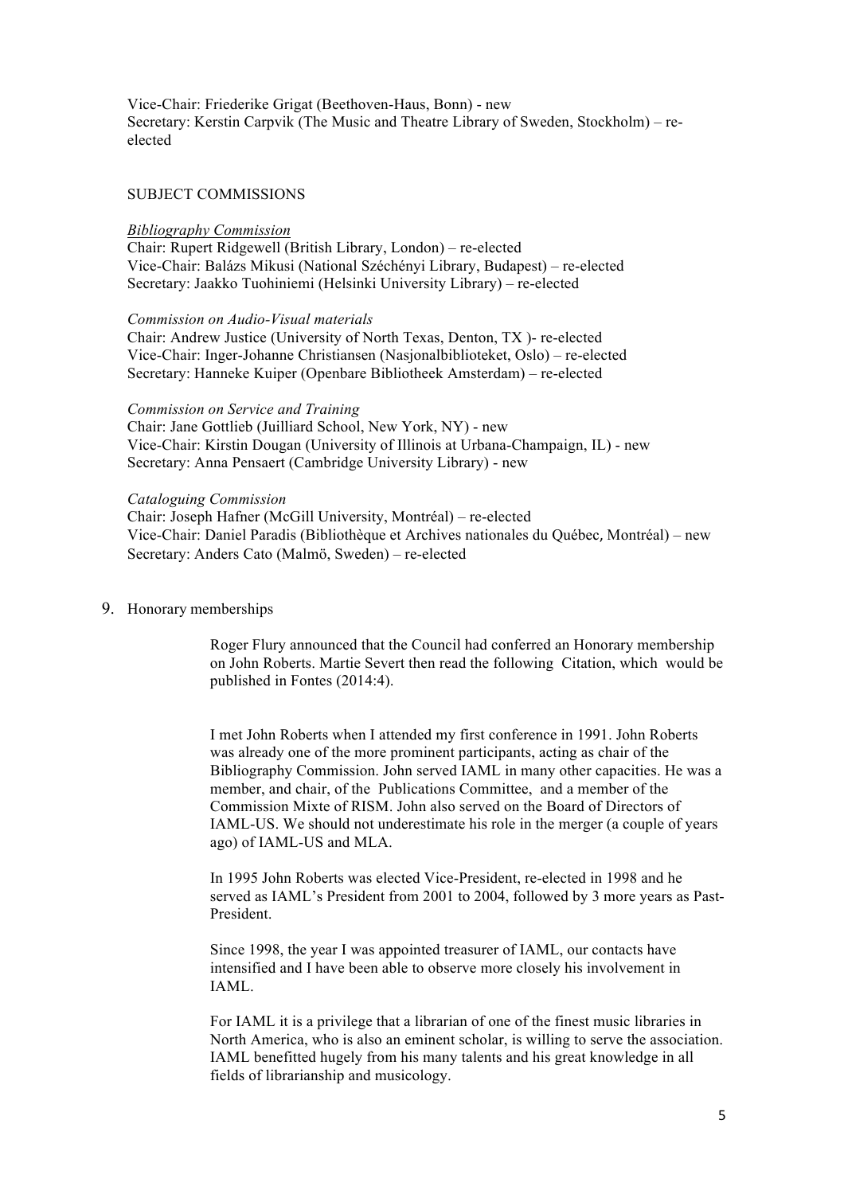Vice-Chair: Friederike Grigat (Beethoven-Haus, Bonn) - new
Secretary: Kerstin Carpvik (The Music and Theatre Library of Sweden, Stockholm) – re-elected

SUBJECT COMMISSIONS

*Bibliography Commission*
Chair: Rupert Ridgewell (British Library, London) – re-elected
Vice-Chair: Balázs Mikusi (National Széchényi Library, Budapest) – re-elected
Secretary: Jaakko Tuohiniemi (Helsinki University Library) – re-elected

*Commission on Audio-Visual materials*
Chair: Andrew Justice (University of North Texas, Denton, TX )- re-elected
Vice-Chair: Inger-Johanne Christiansen (Nasjonalbiblioteket, Oslo) – re-elected
Secretary: Hanneke Kuiper (Openbare Bibliotheek Amsterdam) – re-elected

*Commission on Service and Training*
Chair: Jane Gottlieb (Juilliard School, New York, NY) - new
Vice-Chair: Kirstin Dougan (University of Illinois at Urbana-Champaign, IL) - new
Secretary: Anna Pensaert (Cambridge University Library) - new

*Cataloguing Commission*
Chair: Joseph Hafner (McGill University, Montréal) – re-elected
Vice-Chair: Daniel Paradis (Bibliothèque et Archives nationales du Québec, Montréal) – new
Secretary: Anders Cato (Malmö, Sweden) – re-elected

9. Honorary memberships

Roger Flury announced that the Council had conferred an Honorary membership on John Roberts. Martie Severt then read the following Citation, which would be published in Fontes (2014:4).

I met John Roberts when I attended my first conference in 1991. John Roberts was already one of the more prominent participants, acting as chair of the Bibliography Commission. John served IAML in many other capacities. He was a member, and chair, of the Publications Committee, and a member of the Commission Mixte of RISM. John also served on the Board of Directors of IAML-US. We should not underestimate his role in the merger (a couple of years ago) of IAML-US and MLA.

In 1995 John Roberts was elected Vice-President, re-elected in 1998 and he served as IAML's President from 2001 to 2004, followed by 3 more years as Past-President.

Since 1998, the year I was appointed treasurer of IAML, our contacts have intensified and I have been able to observe more closely his involvement in IAML.

For IAML it is a privilege that a librarian of one of the finest music libraries in North America, who is also an eminent scholar, is willing to serve the association. IAML benefitted hugely from his many talents and his great knowledge in all fields of librarianship and musicology.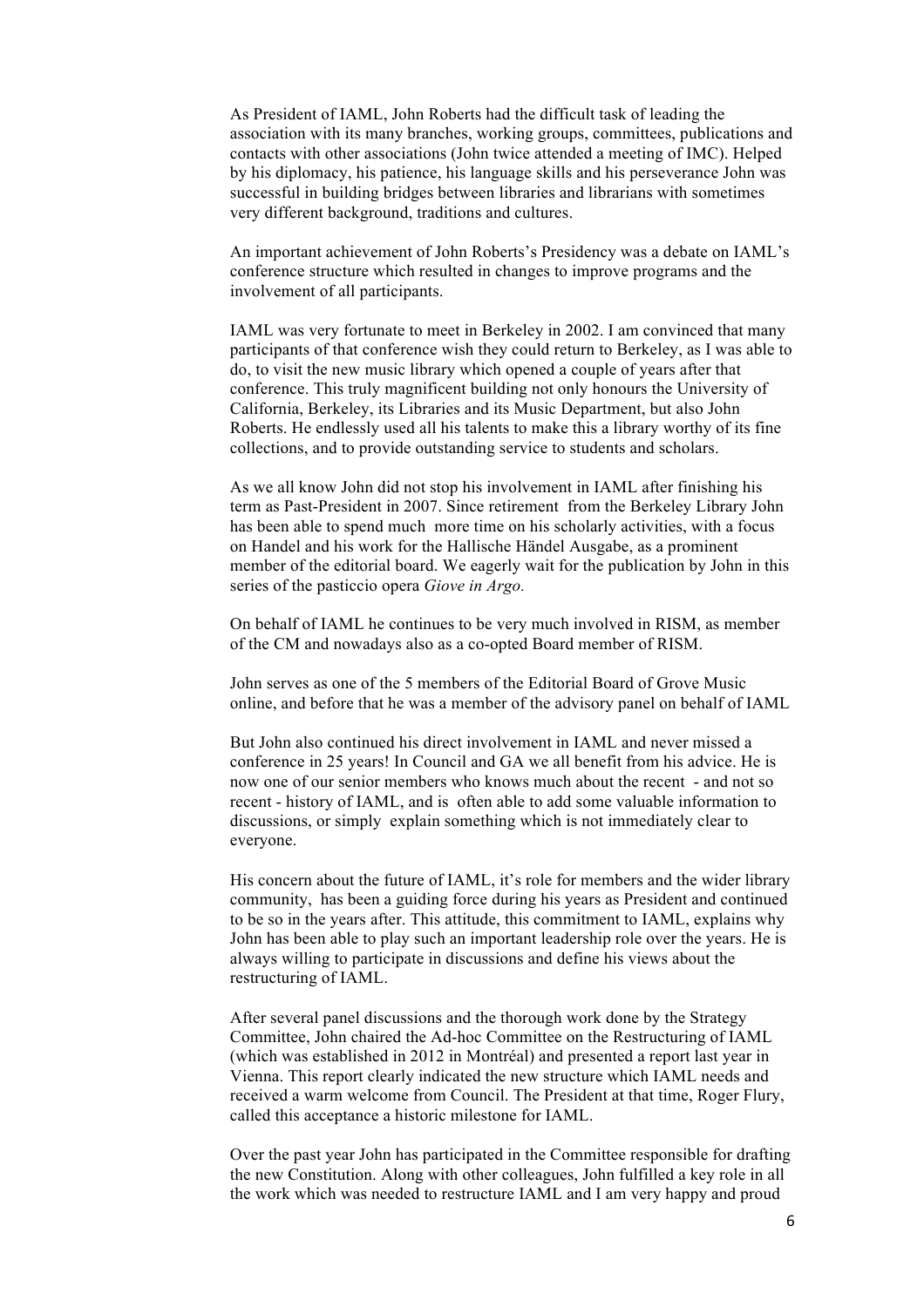As President of IAML, John Roberts had the difficult task of leading the association with its many branches, working groups, committees, publications and contacts with other associations (John twice attended a meeting of IMC). Helped by his diplomacy, his patience, his language skills and his perseverance John was successful in building bridges between libraries and librarians with sometimes very different background, traditions and cultures.

An important achievement of John Roberts's Presidency was a debate on IAML's conference structure which resulted in changes to improve programs and the involvement of all participants.

IAML was very fortunate to meet in Berkeley in 2002. I am convinced that many participants of that conference wish they could return to Berkeley, as I was able to do, to visit the new music library which opened a couple of years after that conference. This truly magnificent building not only honours the University of California, Berkeley, its Libraries and its Music Department, but also John Roberts. He endlessly used all his talents to make this a library worthy of its fine collections, and to provide outstanding service to students and scholars.

As we all know John did not stop his involvement in IAML after finishing his term as Past-President in 2007. Since retirement from the Berkeley Library John has been able to spend much more time on his scholarly activities, with a focus on Handel and his work for the Hallische Händel Ausgabe, as a prominent member of the editorial board. We eagerly wait for the publication by John in this series of the pasticcio opera *Giove in Argo.*

On behalf of IAML he continues to be very much involved in RISM, as member of the CM and nowadays also as a co-opted Board member of RISM.

John serves as one of the 5 members of the Editorial Board of Grove Music online, and before that he was a member of the advisory panel on behalf of IAML

But John also continued his direct involvement in IAML and never missed a conference in 25 years! In Council and GA we all benefit from his advice. He is now one of our senior members who knows much about the recent - and not so recent - history of IAML, and is often able to add some valuable information to discussions, or simply explain something which is not immediately clear to everyone.

His concern about the future of IAML, it's role for members and the wider library community, has been a guiding force during his years as President and continued to be so in the years after. This attitude, this commitment to IAML, explains why John has been able to play such an important leadership role over the years. He is always willing to participate in discussions and define his views about the restructuring of IAML.

After several panel discussions and the thorough work done by the Strategy Committee, John chaired the Ad-hoc Committee on the Restructuring of IAML (which was established in 2012 in Montréal) and presented a report last year in Vienna. This report clearly indicated the new structure which IAML needs and received a warm welcome from Council. The President at that time, Roger Flury, called this acceptance a historic milestone for IAML.

Over the past year John has participated in the Committee responsible for drafting the new Constitution. Along with other colleagues, John fulfilled a key role in all the work which was needed to restructure IAML and I am very happy and proud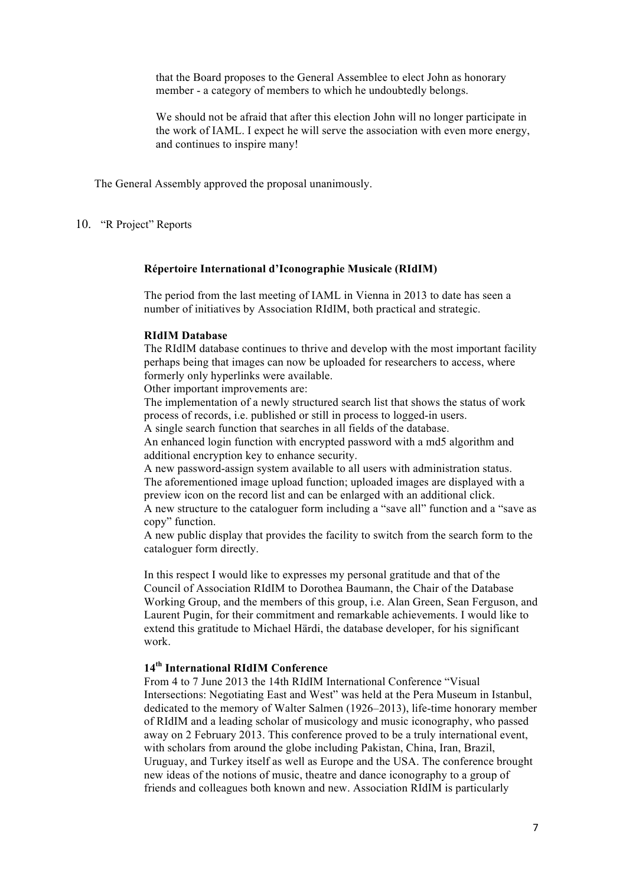that the Board proposes to the General Assemblee to elect John as honorary member - a category of members to which he undoubtedly belongs.

We should not be afraid that after this election John will no longer participate in the work of IAML. I expect he will serve the association with even more energy, and continues to inspire many!

The General Assembly approved the proposal unanimously.

10. "R Project" Reports

**Répertoire International d'Iconographie Musicale (RIdIM)**

The period from the last meeting of IAML in Vienna in 2013 to date has seen a number of initiatives by Association RIdIM, both practical and strategic.

**RIdIM Database**

The RIdIM database continues to thrive and develop with the most important facility perhaps being that images can now be uploaded for researchers to access, where formerly only hyperlinks were available.

Other important improvements are:

The implementation of a newly structured search list that shows the status of work process of records, i.e. published or still in process to logged-in users.

A single search function that searches in all fields of the database.

An enhanced login function with encrypted password with a md5 algorithm and additional encryption key to enhance security.

A new password-assign system available to all users with administration status.

The aforementioned image upload function; uploaded images are displayed with a preview icon on the record list and can be enlarged with an additional click.

A new structure to the cataloguer form including a "save all" function and a "save as copy" function.

A new public display that provides the facility to switch from the search form to the cataloguer form directly.

In this respect I would like to expresses my personal gratitude and that of the Council of Association RIdIM to Dorothea Baumann, the Chair of the Database Working Group, and the members of this group, i.e. Alan Green, Sean Ferguson, and Laurent Pugin, for their commitment and remarkable achievements. I would like to extend this gratitude to Michael Härdi, the database developer, for his significant work.

**14th International RIdIM Conference**

From 4 to 7 June 2013 the 14th RIdIM International Conference "Visual Intersections: Negotiating East and West" was held at the Pera Museum in Istanbul, dedicated to the memory of Walter Salmen (1926–2013), life-time honorary member of RIdIM and a leading scholar of musicology and music iconography, who passed away on 2 February 2013. This conference proved to be a truly international event, with scholars from around the globe including Pakistan, China, Iran, Brazil, Uruguay, and Turkey itself as well as Europe and the USA. The conference brought new ideas of the notions of music, theatre and dance iconography to a group of friends and colleagues both known and new. Association RIdIM is particularly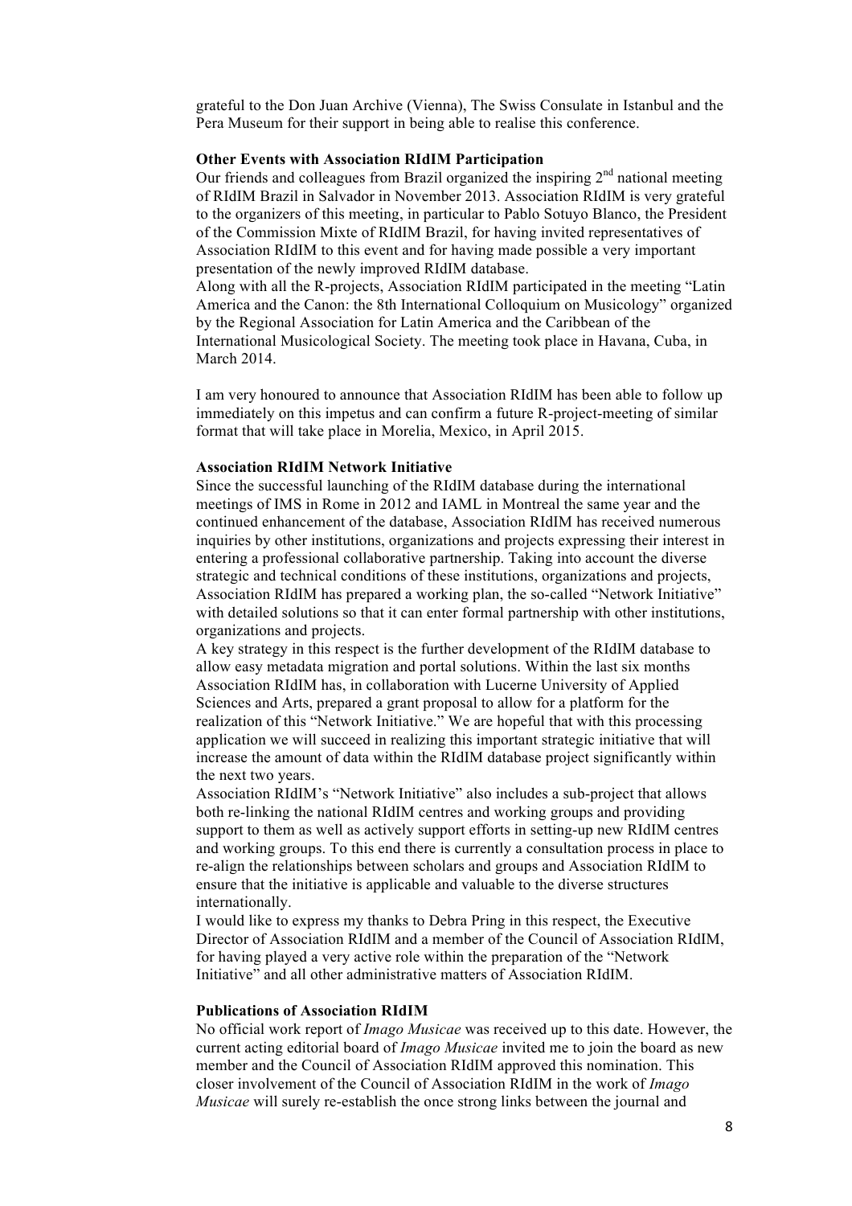grateful to the Don Juan Archive (Vienna), The Swiss Consulate in Istanbul and the Pera Museum for their support in being able to realise this conference.

**Other Events with Association RIdIM Participation**

Our friends and colleagues from Brazil organized the inspiring 2nd national meeting of RIdIM Brazil in Salvador in November 2013. Association RIdIM is very grateful to the organizers of this meeting, in particular to Pablo Sotuyo Blanco, the President of the Commission Mixte of RIdIM Brazil, for having invited representatives of Association RIdIM to this event and for having made possible a very important presentation of the newly improved RIdIM database.

Along with all the R-projects, Association RIdIM participated in the meeting "Latin America and the Canon: the 8th International Colloquium on Musicology" organized by the Regional Association for Latin America and the Caribbean of the International Musicological Society. The meeting took place in Havana, Cuba, in March 2014.

I am very honoured to announce that Association RIdIM has been able to follow up immediately on this impetus and can confirm a future R-project-meeting of similar format that will take place in Morelia, Mexico, in April 2015.

**Association RIdIM Network Initiative**

Since the successful launching of the RIdIM database during the international meetings of IMS in Rome in 2012 and IAML in Montreal the same year and the continued enhancement of the database, Association RIdIM has received numerous inquiries by other institutions, organizations and projects expressing their interest in entering a professional collaborative partnership. Taking into account the diverse strategic and technical conditions of these institutions, organizations and projects, Association RIdIM has prepared a working plan, the so-called "Network Initiative" with detailed solutions so that it can enter formal partnership with other institutions, organizations and projects.

A key strategy in this respect is the further development of the RIdIM database to allow easy metadata migration and portal solutions. Within the last six months Association RIdIM has, in collaboration with Lucerne University of Applied Sciences and Arts, prepared a grant proposal to allow for a platform for the realization of this "Network Initiative." We are hopeful that with this processing application we will succeed in realizing this important strategic initiative that will increase the amount of data within the RIdIM database project significantly within the next two years.

Association RIdIM's "Network Initiative" also includes a sub-project that allows both re-linking the national RIdIM centres and working groups and providing support to them as well as actively support efforts in setting-up new RIdIM centres and working groups. To this end there is currently a consultation process in place to re-align the relationships between scholars and groups and Association RIdIM to ensure that the initiative is applicable and valuable to the diverse structures internationally.

I would like to express my thanks to Debra Pring in this respect, the Executive Director of Association RIdIM and a member of the Council of Association RIdIM, for having played a very active role within the preparation of the "Network Initiative" and all other administrative matters of Association RIdIM.

**Publications of Association RIdIM**

No official work report of *Imago Musicae* was received up to this date. However, the current acting editorial board of *Imago Musicae* invited me to join the board as new member and the Council of Association RIdIM approved this nomination. This closer involvement of the Council of Association RIdIM in the work of *Imago Musicae* will surely re-establish the once strong links between the journal and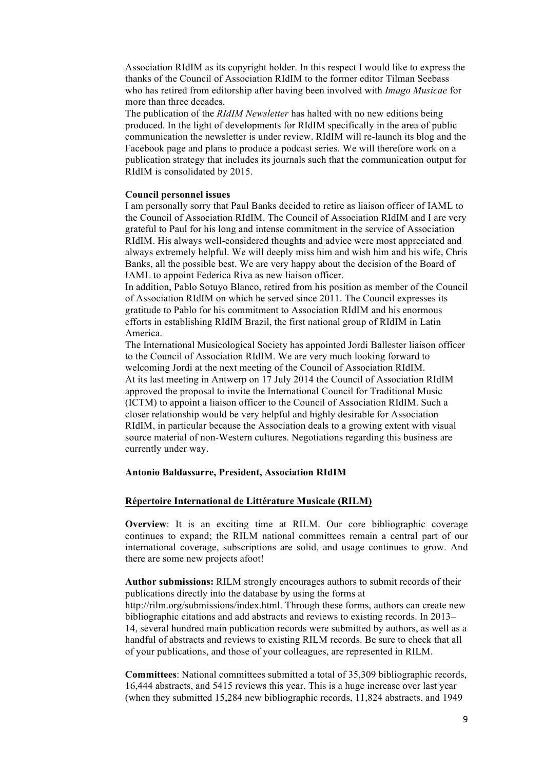Association RIdIM as its copyright holder. In this respect I would like to express the thanks of the Council of Association RIdIM to the former editor Tilman Seebass who has retired from editorship after having been involved with *Imago Musicae* for more than three decades.

The publication of the *RIdIM Newsletter* has halted with no new editions being produced. In the light of developments for RIdIM specifically in the area of public communication the newsletter is under review. RIdIM will re-launch its blog and the Facebook page and plans to produce a podcast series. We will therefore work on a publication strategy that includes its journals such that the communication output for RIdIM is consolidated by 2015.

**Council personnel issues**

I am personally sorry that Paul Banks decided to retire as liaison officer of IAML to the Council of Association RIdIM. The Council of Association RIdIM and I are very grateful to Paul for his long and intense commitment in the service of Association RIdIM. His always well-considered thoughts and advice were most appreciated and always extremely helpful. We will deeply miss him and wish him and his wife, Chris Banks, all the possible best. We are very happy about the decision of the Board of IAML to appoint Federica Riva as new liaison officer.

In addition, Pablo Sotuyo Blanco, retired from his position as member of the Council of Association RIdIM on which he served since 2011. The Council expresses its gratitude to Pablo for his commitment to Association RIdIM and his enormous efforts in establishing RIdIM Brazil, the first national group of RIdIM in Latin America.

The International Musicological Society has appointed Jordi Ballester liaison officer to the Council of Association RIdIM. We are very much looking forward to welcoming Jordi at the next meeting of the Council of Association RIdIM.

At its last meeting in Antwerp on 17 July 2014 the Council of Association RIdIM approved the proposal to invite the International Council for Traditional Music (ICTM) to appoint a liaison officer to the Council of Association RIdIM. Such a closer relationship would be very helpful and highly desirable for Association RIdIM, in particular because the Association deals to a growing extent with visual source material of non-Western cultures. Negotiations regarding this business are currently under way.

**Antonio Baldassarre, President, Association RIdIM**

## Répertoire International de Littérature Musicale (RILM)

**Overview**: It is an exciting time at RILM. Our core bibliographic coverage continues to expand; the RILM national committees remain a central part of our international coverage, subscriptions are solid, and usage continues to grow. And there are some new projects afoot!

**Author submissions:** RILM strongly encourages authors to submit records of their publications directly into the database by using the forms at http://rilm.org/submissions/index.html. Through these forms, authors can create new bibliographic citations and add abstracts and reviews to existing records. In 2013–14, several hundred main publication records were submitted by authors, as well as a handful of abstracts and reviews to existing RILM records. Be sure to check that all of your publications, and those of your colleagues, are represented in RILM.

**Committees**: National committees submitted a total of 35,309 bibliographic records, 16,444 abstracts, and 5415 reviews this year. This is a huge increase over last year (when they submitted 15,284 new bibliographic records, 11,824 abstracts, and 1949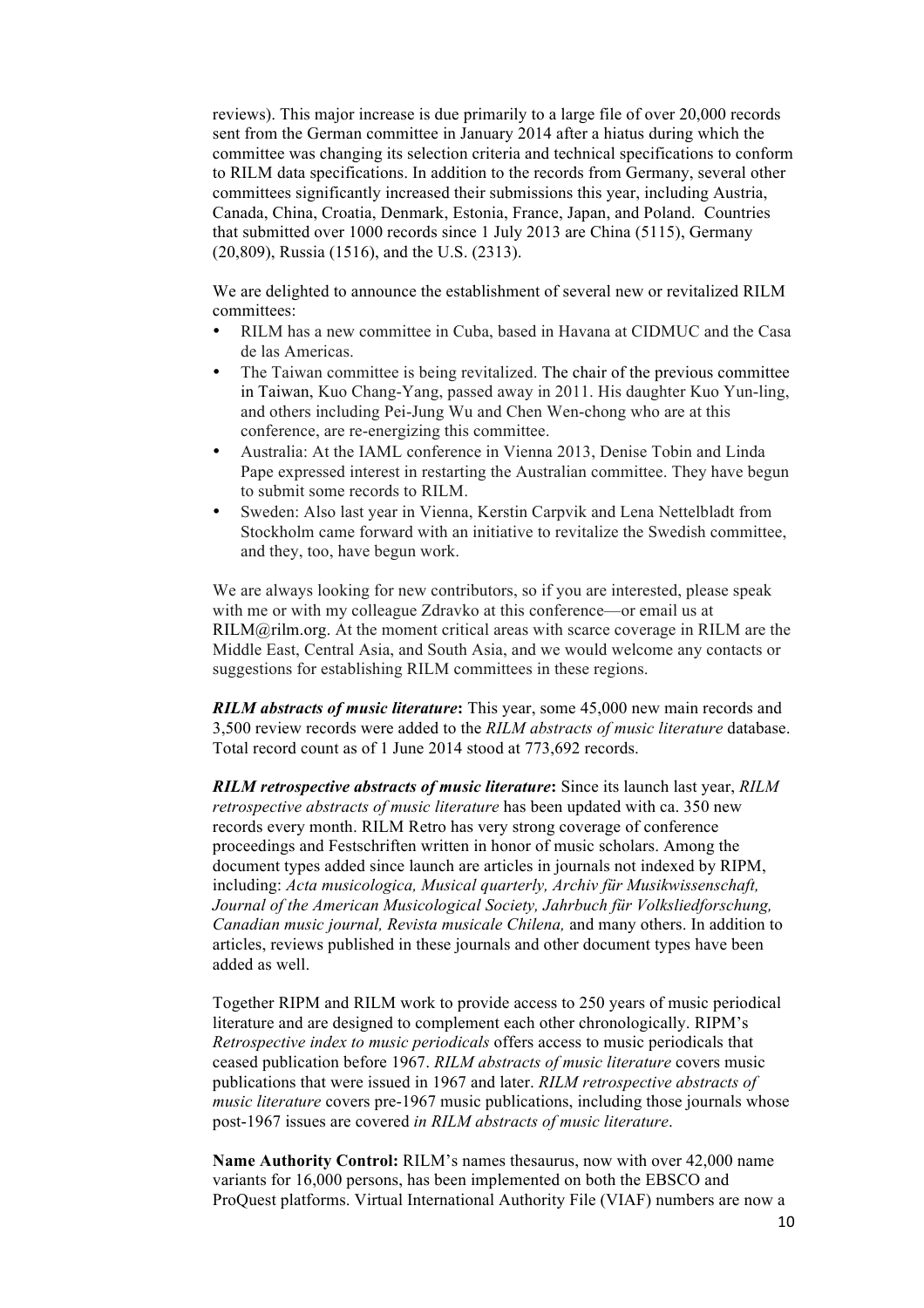reviews). This major increase is due primarily to a large file of over 20,000 records sent from the German committee in January 2014 after a hiatus during which the committee was changing its selection criteria and technical specifications to conform to RILM data specifications. In addition to the records from Germany, several other committees significantly increased their submissions this year, including Austria, Canada, China, Croatia, Denmark, Estonia, France, Japan, and Poland. Countries that submitted over 1000 records since 1 July 2013 are China (5115), Germany (20,809), Russia (1516), and the U.S. (2313).

We are delighted to announce the establishment of several new or revitalized RILM committees:

- RILM has a new committee in Cuba, based in Havana at CIDMUC and the Casa de las Americas.
- The Taiwan committee is being revitalized. The chair of the previous committee in Taiwan, Kuo Chang-Yang, passed away in 2011. His daughter Kuo Yun-ling, and others including Pei-Jung Wu and Chen Wen-chong who are at this conference, are re-energizing this committee.
- Australia: At the IAML conference in Vienna 2013, Denise Tobin and Linda Pape expressed interest in restarting the Australian committee. They have begun to submit some records to RILM.
- Sweden: Also last year in Vienna, Kerstin Carpvik and Lena Nettelbladt from Stockholm came forward with an initiative to revitalize the Swedish committee, and they, too, have begun work.

We are always looking for new contributors, so if you are interested, please speak with me or with my colleague Zdravko at this conference—or email us at RILM@rilm.org. At the moment critical areas with scarce coverage in RILM are the Middle East, Central Asia, and South Asia, and we would welcome any contacts or suggestions for establishing RILM committees in these regions.

***RILM abstracts of music literature*:** This year, some 45,000 new main records and 3,500 review records were added to the *RILM abstracts of music literature* database. Total record count as of 1 June 2014 stood at 773,692 records.

***RILM retrospective abstracts of music literature*:** Since its launch last year, *RILM retrospective abstracts of music literature* has been updated with ca. 350 new records every month. RILM Retro has very strong coverage of conference proceedings and Festschriften written in honor of music scholars. Among the document types added since launch are articles in journals not indexed by RIPM, including: *Acta musicologica, Musical quarterly, Archiv für Musikwissenschaft, Journal of the American Musicological Society, Jahrbuch für Volksliedforschung, Canadian music journal, Revista musicale Chilena,* and many others. In addition to articles, reviews published in these journals and other document types have been added as well.

Together RIPM and RILM work to provide access to 250 years of music periodical literature and are designed to complement each other chronologically. RIPM's *Retrospective index to music periodicals* offers access to music periodicals that ceased publication before 1967. *RILM abstracts of music literature* covers music publications that were issued in 1967 and later. *RILM retrospective abstracts of music literature* covers pre-1967 music publications, including those journals whose post-1967 issues are covered *in RILM abstracts of music literature*.

**Name Authority Control:** RILM's names thesaurus, now with over 42,000 name variants for 16,000 persons, has been implemented on both the EBSCO and ProQuest platforms. Virtual International Authority File (VIAF) numbers are now a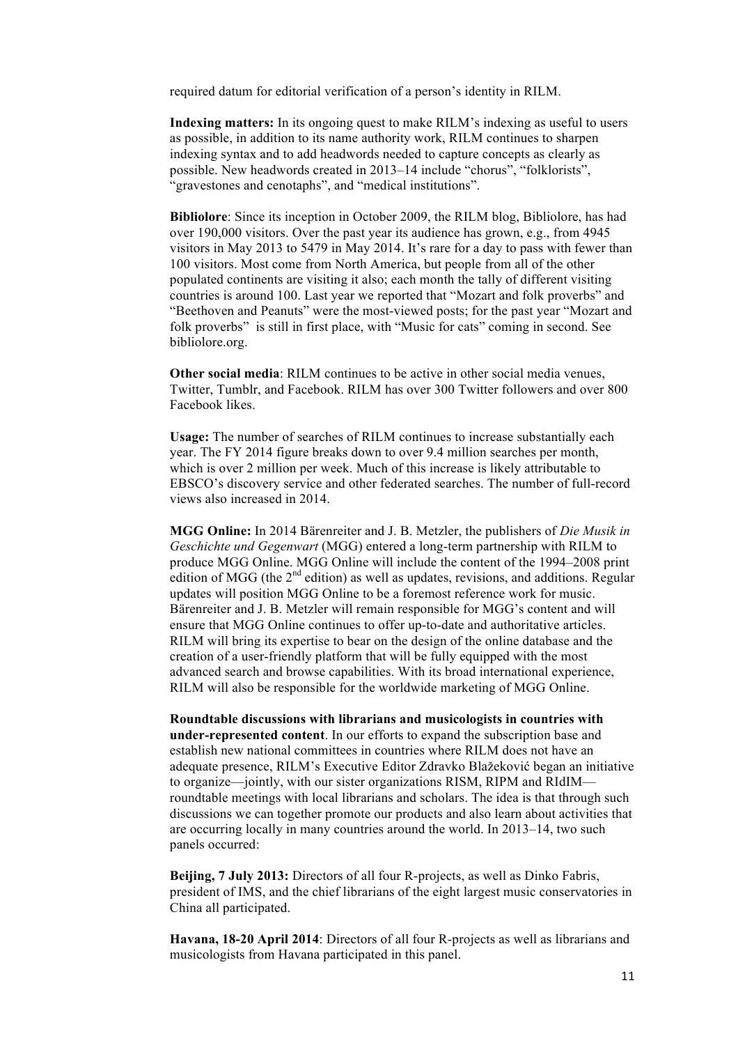required datum for editorial verification of a person's identity in RILM.

**Indexing matters:** In its ongoing quest to make RILM's indexing as useful to users as possible, in addition to its name authority work, RILM continues to sharpen indexing syntax and to add headwords needed to capture concepts as clearly as possible. New headwords created in 2013–14 include "chorus", "folklorists", "gravestones and cenotaphs", and "medical institutions".

**Bibliolore**: Since its inception in October 2009, the RILM blog, Bibliolore, has had over 190,000 visitors. Over the past year its audience has grown, e.g., from 4945 visitors in May 2013 to 5479 in May 2014. It's rare for a day to pass with fewer than 100 visitors. Most come from North America, but people from all of the other populated continents are visiting it also; each month the tally of different visiting countries is around 100. Last year we reported that "Mozart and folk proverbs" and "Beethoven and Peanuts" were the most-viewed posts; for the past year "Mozart and folk proverbs" is still in first place, with "Music for cats" coming in second. See bibliolore.org.

**Other social media**: RILM continues to be active in other social media venues, Twitter, Tumblr, and Facebook. RILM has over 300 Twitter followers and over 800 Facebook likes.

**Usage:** The number of searches of RILM continues to increase substantially each year. The FY 2014 figure breaks down to over 9.4 million searches per month, which is over 2 million per week. Much of this increase is likely attributable to EBSCO's discovery service and other federated searches. The number of full-record views also increased in 2014.

**MGG Online:** In 2014 Bärenreiter and J. B. Metzler, the publishers of *Die Musik in Geschichte und Gegenwart* (MGG) entered a long-term partnership with RILM to produce MGG Online. MGG Online will include the content of the 1994–2008 print edition of MGG (the 2nd edition) as well as updates, revisions, and additions. Regular updates will position MGG Online to be a foremost reference work for music. Bärenreiter and J. B. Metzler will remain responsible for MGG's content and will ensure that MGG Online continues to offer up-to-date and authoritative articles. RILM will bring its expertise to bear on the design of the online database and the creation of a user-friendly platform that will be fully equipped with the most advanced search and browse capabilities. With its broad international experience, RILM will also be responsible for the worldwide marketing of MGG Online.

**Roundtable discussions with librarians and musicologists in countries with under-represented content**. In our efforts to expand the subscription base and establish new national committees in countries where RILM does not have an adequate presence, RILM's Executive Editor Zdravko Blažeković began an initiative to organize—jointly, with our sister organizations RISM, RIPM and RIdIM—roundtable meetings with local librarians and scholars. The idea is that through such discussions we can together promote our products and also learn about activities that are occurring locally in many countries around the world. In 2013–14, two such panels occurred:

**Beijing, 7 July 2013:** Directors of all four R-projects, as well as Dinko Fabris, president of IMS, and the chief librarians of the eight largest music conservatories in China all participated.

**Havana, 18-20 April 2014**: Directors of all four R-projects as well as librarians and musicologists from Havana participated in this panel.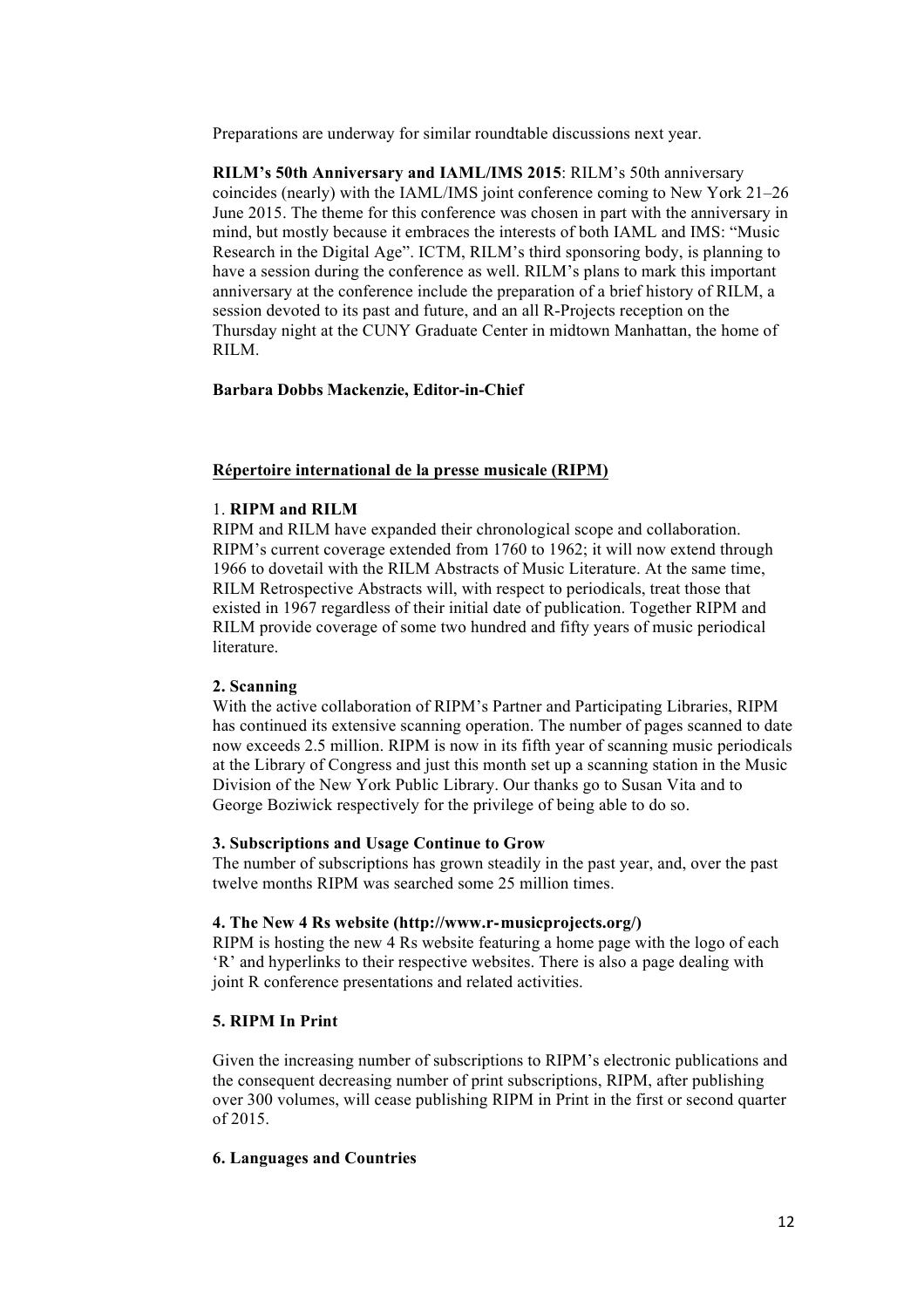Preparations are underway for similar roundtable discussions next year.

**RILM's 50th Anniversary and IAML/IMS 2015**: RILM's 50th anniversary coincides (nearly) with the IAML/IMS joint conference coming to New York 21–26 June 2015. The theme for this conference was chosen in part with the anniversary in mind, but mostly because it embraces the interests of both IAML and IMS: "Music Research in the Digital Age". ICTM, RILM's third sponsoring body, is planning to have a session during the conference as well. RILM's plans to mark this important anniversary at the conference include the preparation of a brief history of RILM, a session devoted to its past and future, and an all R-Projects reception on the Thursday night at the CUNY Graduate Center in midtown Manhattan, the home of RILM.

**Barbara Dobbs Mackenzie, Editor-in-Chief**

## Répertoire international de la presse musicale (RIPM)

### 1. RIPM and RILM

RIPM and RILM have expanded their chronological scope and collaboration. RIPM's current coverage extended from 1760 to 1962; it will now extend through 1966 to dovetail with the RILM Abstracts of Music Literature. At the same time, RILM Retrospective Abstracts will, with respect to periodicals, treat those that existed in 1967 regardless of their initial date of publication. Together RIPM and RILM provide coverage of some two hundred and fifty years of music periodical literature.

### 2. Scanning

With the active collaboration of RIPM's Partner and Participating Libraries, RIPM has continued its extensive scanning operation. The number of pages scanned to date now exceeds 2.5 million. RIPM is now in its fifth year of scanning music periodicals at the Library of Congress and just this month set up a scanning station in the Music Division of the New York Public Library. Our thanks go to Susan Vita and to George Boziwick respectively for the privilege of being able to do so.

### 3. Subscriptions and Usage Continue to Grow

The number of subscriptions has grown steadily in the past year, and, over the past twelve months RIPM was searched some 25 million times.

### 4. The New 4 Rs website (http://www.r-musicprojects.org/)

RIPM is hosting the new 4 Rs website featuring a home page with the logo of each 'R' and hyperlinks to their respective websites. There is also a page dealing with joint R conference presentations and related activities.

### 5. RIPM In Print

Given the increasing number of subscriptions to RIPM's electronic publications and the consequent decreasing number of print subscriptions, RIPM, after publishing over 300 volumes, will cease publishing RIPM in Print in the first or second quarter of 2015.

### 6. Languages and Countries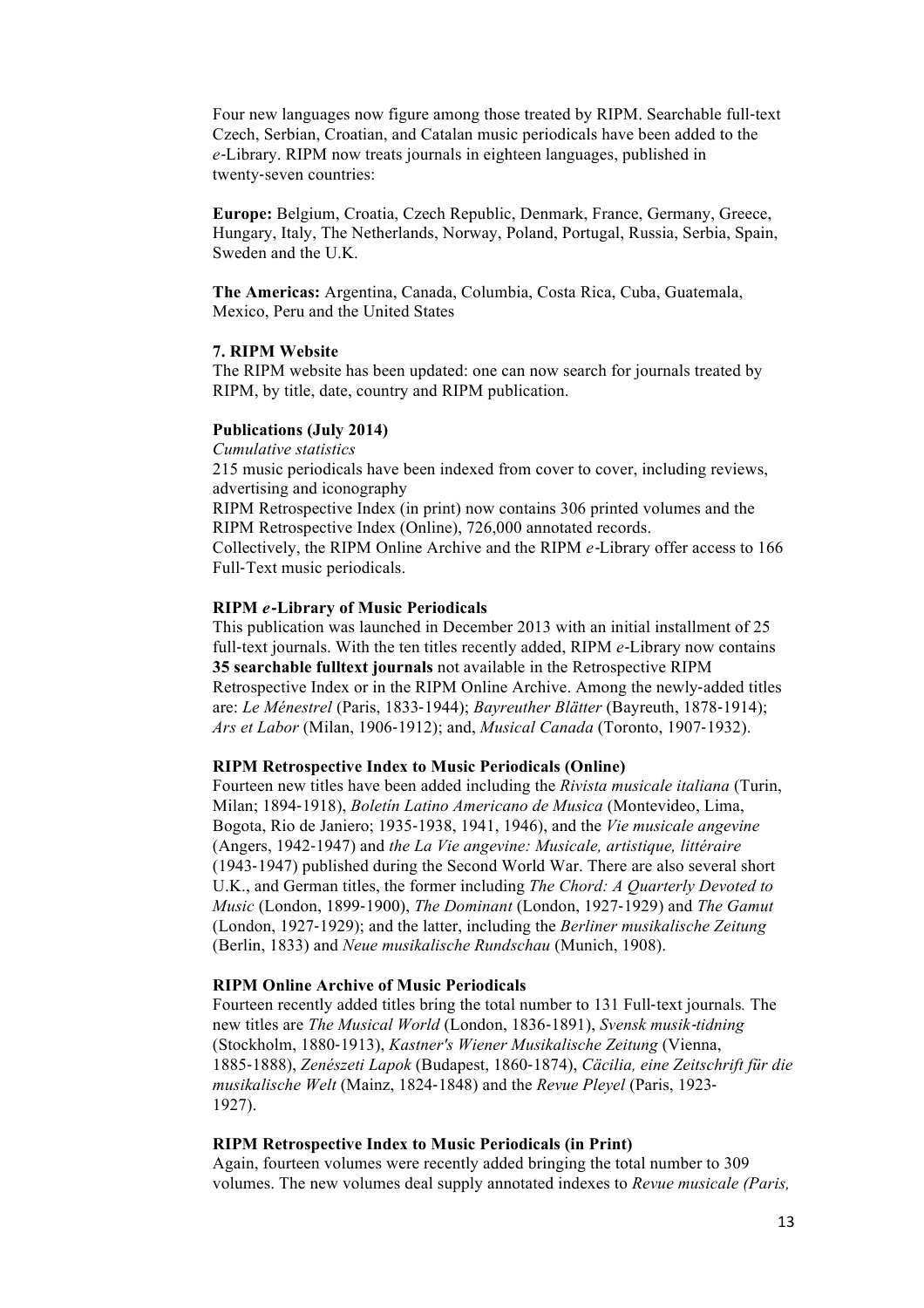Four new languages now figure among those treated by RIPM. Searchable full-text Czech, Serbian, Croatian, and Catalan music periodicals have been added to the *e*-Library. RIPM now treats journals in eighteen languages, published in twenty-seven countries:

**Europe:** Belgium, Croatia, Czech Republic, Denmark, France, Germany, Greece, Hungary, Italy, The Netherlands, Norway, Poland, Portugal, Russia, Serbia, Spain, Sweden and the U.K.

**The Americas:** Argentina, Canada, Columbia, Costa Rica, Cuba, Guatemala, Mexico, Peru and the United States

**7. RIPM Website**

The RIPM website has been updated: one can now search for journals treated by RIPM, by title, date, country and RIPM publication.

**Publications (July 2014)**

*Cumulative statistics*

215 music periodicals have been indexed from cover to cover, including reviews, advertising and iconography

RIPM Retrospective Index (in print) now contains 306 printed volumes and the RIPM Retrospective Index (Online), 726,000 annotated records.

Collectively, the RIPM Online Archive and the RIPM *e*-Library offer access to 166 Full-Text music periodicals.

**RIPM *e*-Library of Music Periodicals**

This publication was launched in December 2013 with an initial installment of 25 full-text journals. With the ten titles recently added, RIPM *e*-Library now contains **35 searchable fulltext journals** not available in the Retrospective RIPM Retrospective Index or in the RIPM Online Archive. Among the newly-added titles are: *Le Ménestrel* (Paris, 1833-1944); *Bayreuther Blätter* (Bayreuth, 1878-1914); *Ars et Labor* (Milan, 1906-1912); and, *Musical Canada* (Toronto, 1907-1932).

**RIPM Retrospective Index to Music Periodicals (Online)**

Fourteen new titles have been added including the *Rivista musicale italiana* (Turin, Milan; 1894-1918), *Boletín Latino Americano de Musica* (Montevideo, Lima, Bogota, Rio de Janiero; 1935-1938, 1941, 1946), and the *Vie musicale angevine* (Angers, 1942-1947) and *the La Vie angevine: Musicale, artistique, littéraire* (1943-1947) published during the Second World War. There are also several short U.K., and German titles, the former including *The Chord: A Quarterly Devoted to Music* (London, 1899-1900), *The Dominant* (London, 1927-1929) and *The Gamut* (London, 1927-1929); and the latter, including the *Berliner musikalische Zeitung* (Berlin, 1833) and *Neue musikalische Rundschau* (Munich, 1908).

**RIPM Online Archive of Music Periodicals**

Fourteen recently added titles bring the total number to 131 Full-text journals*.* The new titles are *The Musical World* (London, 1836-1891), *Svensk musik-tidning* (Stockholm, 1880-1913), *Kastner's Wiener Musikalische Zeitung* (Vienna, 1885-1888), *Zenészeti Lapok* (Budapest, 1860-1874), *Cäcilia, eine Zeitschrift für die musikalische Welt* (Mainz, 1824-1848) and the *Revue Pleyel* (Paris, 1923-1927).

**RIPM Retrospective Index to Music Periodicals (in Print)**

Again, fourteen volumes were recently added bringing the total number to 309 volumes. The new volumes deal supply annotated indexes to *Revue musicale (Paris,*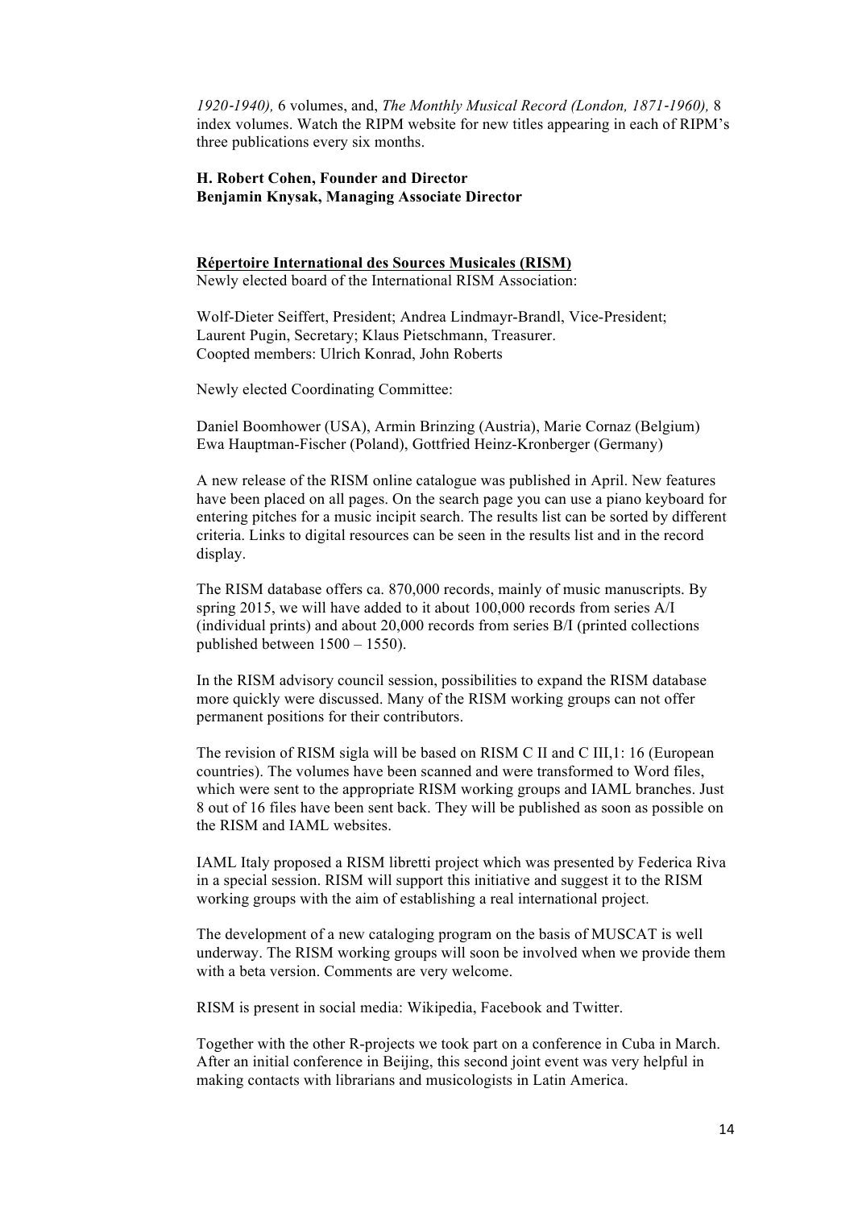*1920-1940),* 6 volumes, and, *The Monthly Musical Record (London, 1871-1960),* 8 index volumes. Watch the RIPM website for new titles appearing in each of RIPM's three publications every six months.

**H. Robert Cohen, Founder and Director**
**Benjamin Knysak, Managing Associate Director**

**Répertoire International des Sources Musicales (RISM)**

Newly elected board of the International RISM Association:

Wolf-Dieter Seiffert, President; Andrea Lindmayr-Brandl, Vice-President; Laurent Pugin, Secretary; Klaus Pietschmann, Treasurer.
Coopted members: Ulrich Konrad, John Roberts

Newly elected Coordinating Committee:

Daniel Boomhower (USA), Armin Brinzing (Austria), Marie Cornaz (Belgium)
Ewa Hauptman-Fischer (Poland), Gottfried Heinz-Kronberger (Germany)

A new release of the RISM online catalogue was published in April. New features have been placed on all pages. On the search page you can use a piano keyboard for entering pitches for a music incipit search. The results list can be sorted by different criteria. Links to digital resources can be seen in the results list and in the record display.

The RISM database offers ca. 870,000 records, mainly of music manuscripts. By spring 2015, we will have added to it about 100,000 records from series A/I (individual prints) and about 20,000 records from series B/I (printed collections published between 1500 – 1550).

In the RISM advisory council session, possibilities to expand the RISM database more quickly were discussed. Many of the RISM working groups can not offer permanent positions for their contributors.

The revision of RISM sigla will be based on RISM C II and C III,1: 16 (European countries). The volumes have been scanned and were transformed to Word files, which were sent to the appropriate RISM working groups and IAML branches. Just 8 out of 16 files have been sent back. They will be published as soon as possible on the RISM and IAML websites.

IAML Italy proposed a RISM libretti project which was presented by Federica Riva in a special session. RISM will support this initiative and suggest it to the RISM working groups with the aim of establishing a real international project.

The development of a new cataloging program on the basis of MUSCAT is well underway. The RISM working groups will soon be involved when we provide them with a beta version. Comments are very welcome.

RISM is present in social media: Wikipedia, Facebook and Twitter.

Together with the other R-projects we took part on a conference in Cuba in March. After an initial conference in Beijing, this second joint event was very helpful in making contacts with librarians and musicologists in Latin America.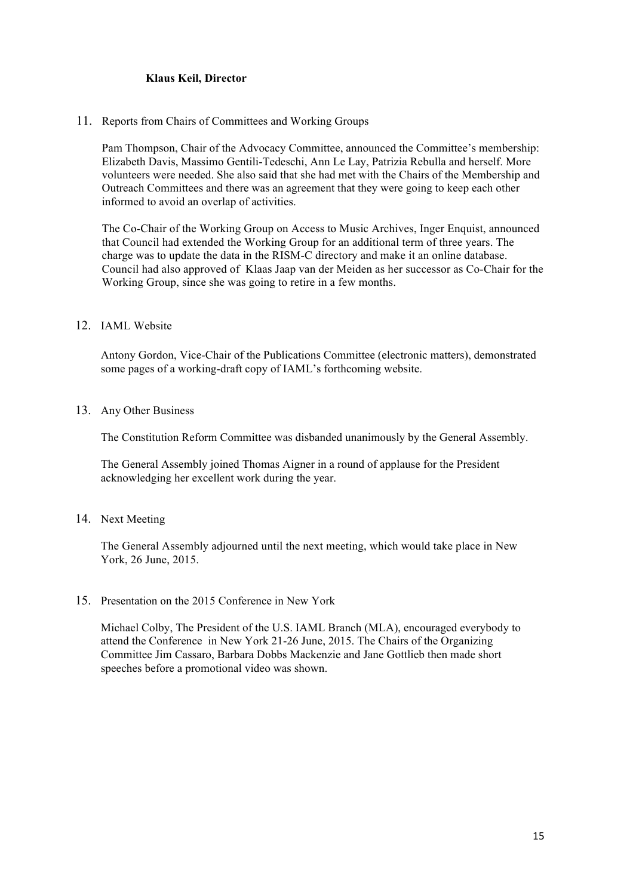**Klaus Keil, Director**

11. Reports from Chairs of Committees and Working Groups

   Pam Thompson, Chair of the Advocacy Committee, announced the Committee's membership: Elizabeth Davis, Massimo Gentili-Tedeschi, Ann Le Lay, Patrizia Rebulla and herself. More volunteers were needed. She also said that she had met with the Chairs of the Membership and Outreach Committees and there was an agreement that they were going to keep each other informed to avoid an overlap of activities.

   The Co-Chair of the Working Group on Access to Music Archives, Inger Enquist, announced that Council had extended the Working Group for an additional term of three years. The charge was to update the data in the RISM-C directory and make it an online database. Council had also approved of Klaas Jaap van der Meiden as her successor as Co-Chair for the Working Group, since she was going to retire in a few months.

12. IAML Website

   Antony Gordon, Vice-Chair of the Publications Committee (electronic matters), demonstrated some pages of a working-draft copy of IAML's forthcoming website.

13. Any Other Business

   The Constitution Reform Committee was disbanded unanimously by the General Assembly.

   The General Assembly joined Thomas Aigner in a round of applause for the President acknowledging her excellent work during the year.

14. Next Meeting

   The General Assembly adjourned until the next meeting, which would take place in New York, 26 June, 2015.

15. Presentation on the 2015 Conference in New York

   Michael Colby, The President of the U.S. IAML Branch (MLA), encouraged everybody to attend the Conference in New York 21-26 June, 2015. The Chairs of the Organizing Committee Jim Cassaro, Barbara Dobbs Mackenzie and Jane Gottlieb then made short speeches before a promotional video was shown.